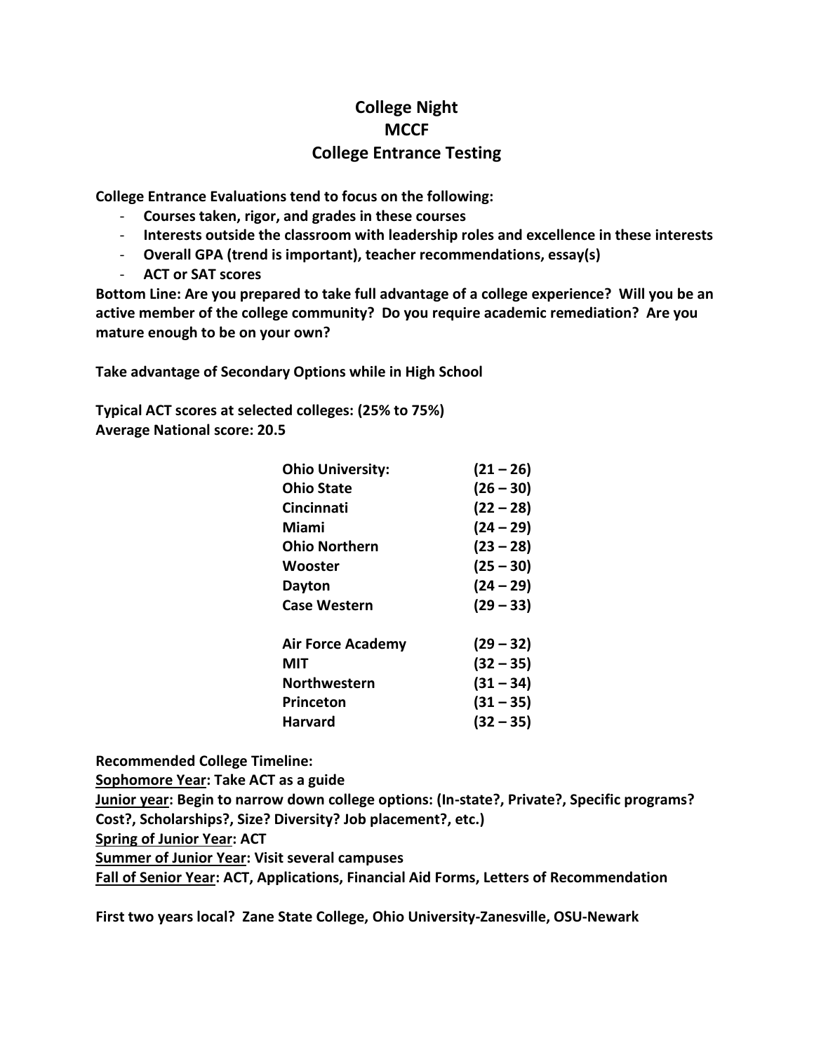# College Night
# MCCF
# College Entrance Testing

**College Entrance Evaluations tend to focus on the following:**

- **Courses taken, rigor, and grades in these courses**
- **Interests outside the classroom with leadership roles and excellence in these interests**
- **Overall GPA (trend is important), teacher recommendations, essay(s)**
- **ACT or SAT scores**

**Bottom Line: Are you prepared to take full advantage of a college experience? Will you be an active member of the college community? Do you require academic remediation? Are you mature enough to be on your own?**

**Take advantage of Secondary Options while in High School**

**Typical ACT scores at selected colleges: (25% to 75%)**
**Average National score: 20.5**

| College | ACT Range |
|---|---|
| **Ohio University:** | **(21 – 26)** |
| **Ohio State** | **(26 – 30)** |
| **Cincinnati** | **(22 – 28)** |
| **Miami** | **(24 – 29)** |
| **Ohio Northern** | **(23 – 28)** |
| **Wooster** | **(25 – 30)** |
| **Dayton** | **(24 – 29)** |
| **Case Western** | **(29 – 33)** |
| | |
| **Air Force Academy** | **(29 – 32)** |
| **MIT** | **(32 – 35)** |
| **Northwestern** | **(31 – 34)** |
| **Princeton** | **(31 – 35)** |
| **Harvard** | **(32 – 35)** |

**Recommended College Timeline:**

**<u>Sophomore Year</u>: Take ACT as a guide**

**<u>Junior year</u>: Begin to narrow down college options: (In-state?, Private?, Specific programs? Cost?, Scholarships?, Size? Diversity? Job placement?, etc.)**

**<u>Spring of Junior Year</u>: ACT**

**<u>Summer of Junior Year</u>: Visit several campuses**

**<u>Fall of Senior Year</u>: ACT, Applications, Financial Aid Forms, Letters of Recommendation**

**First two years local? Zane State College, Ohio University-Zanesville, OSU-Newark**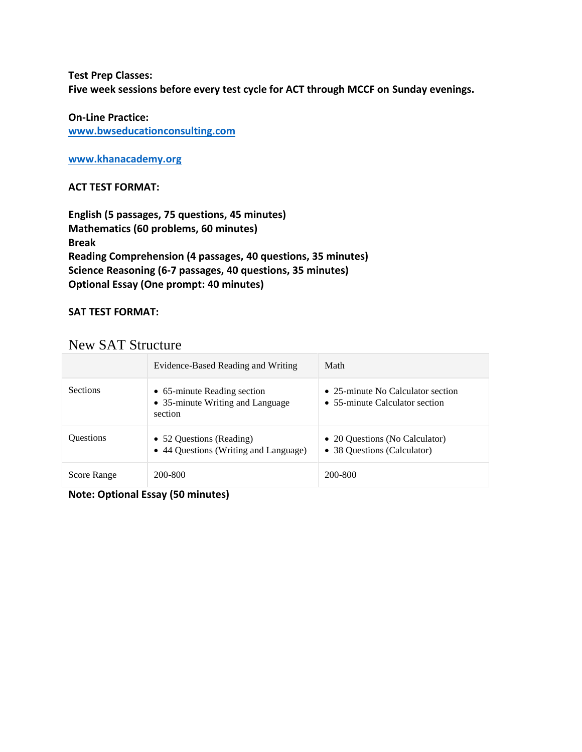**Test Prep Classes:**
**Five week sessions before every test cycle for ACT through MCCF on Sunday evenings.**

**On-Line Practice:**
**[www.bwseducationconsulting.com](http://www.bwseducationconsulting.com)**

**[www.khanacademy.org](http://www.khanacademy.org)**

**ACT TEST FORMAT:**

**English (5 passages, 75 questions, 45 minutes)**
**Mathematics (60 problems, 60 minutes)**
**Break**
**Reading Comprehension (4 passages, 40 questions, 35 minutes)**
**Science Reasoning (6-7 passages, 40 questions, 35 minutes)**
**Optional Essay (One prompt: 40 minutes)**

**SAT TEST FORMAT:**

## New SAT Structure

| | Evidence-Based Reading and Writing | Math |
|---|---|---|
| Sections | • 65-minute Reading section<br>• 35-minute Writing and Language section | • 25-minute No Calculator section<br>• 55-minute Calculator section |
| Questions | • 52 Questions (Reading)<br>• 44 Questions (Writing and Language) | • 20 Questions (No Calculator)<br>• 38 Questions (Calculator) |
| Score Range | 200-800 | 200-800 |

**Note: Optional Essay (50 minutes)**